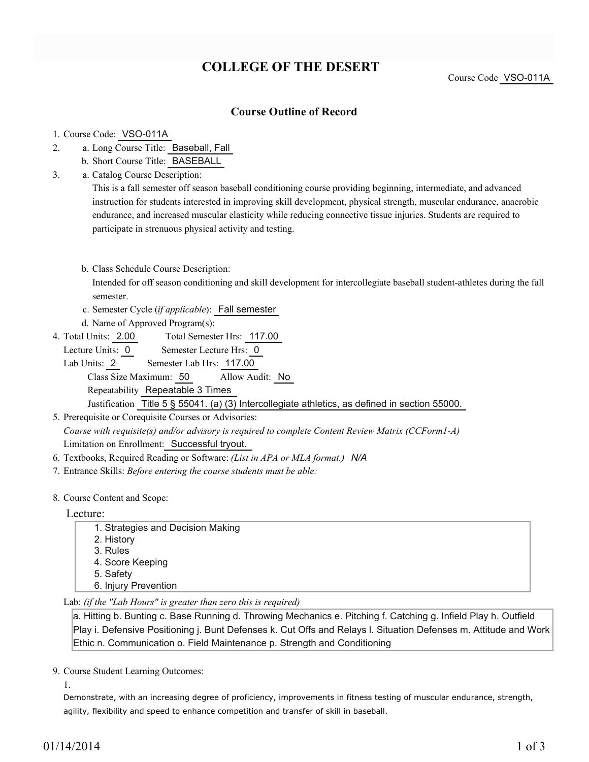# COLLEGE OF THE DESERT

Course Code VSO-011A

## Course Outline of Record

1. Course Code: VSO-011A
2. a. Long Course Title: Baseball, Fall
   b. Short Course Title: BASEBALL
3. a. Catalog Course Description:
   This is a fall semester off season baseball conditioning course providing beginning, intermediate, and advanced instruction for students interested in improving skill development, physical strength, muscular endurance, anaerobic endurance, and increased muscular elasticity while reducing connective tissue injuries. Students are required to participate in strenuous physical activity and testing.

   b. Class Schedule Course Description:
   Intended for off season conditioning and skill development for intercollegiate baseball student-athletes during the fall semester.

   c. Semester Cycle (*if applicable*): Fall semester

   d. Name of Approved Program(s):
4. Total Units: 2.00 Total Semester Hrs: 117.00
   Lecture Units: 0 Semester Lecture Hrs: 0
   Lab Units: 2 Semester Lab Hrs: 117.00
   Class Size Maximum: 50 Allow Audit: No
   Repeatability Repeatable 3 Times
   Justification Title 5 § 55041. (a) (3) Intercollegiate athletics, as defined in section 55000.
5. Prerequisite or Corequisite Courses or Advisories:
   *Course with requisite(s) and/or advisory is required to complete Content Review Matrix (CCForm1-A)*
   Limitation on Enrollment: Successful tryout.
6. Textbooks, Required Reading or Software: *(List in APA or MLA format.)* *N/A*
7. Entrance Skills: *Before entering the course students must be able:*

8. Course Content and Scope:

   Lecture:
   1. Strategies and Decision Making
   2. History
   3. Rules
   4. Score Keeping
   5. Safety
   6. Injury Prevention

   Lab: *(if the "Lab Hours" is greater than zero this is required)*

   a. Hitting b. Bunting c. Base Running d. Throwing Mechanics e. Pitching f. Catching g. Infield Play h. Outfield Play i. Defensive Positioning j. Bunt Defenses k. Cut Offs and Relays l. Situation Defenses m. Attitude and Work Ethic n. Communication o. Field Maintenance p. Strength and Conditioning

9. Course Student Learning Outcomes:

   1.
   Demonstrate, with an increasing degree of proficiency, improvements in fitness testing of muscular endurance, strength, agility, flexibility and speed to enhance competition and transfer of skill in baseball.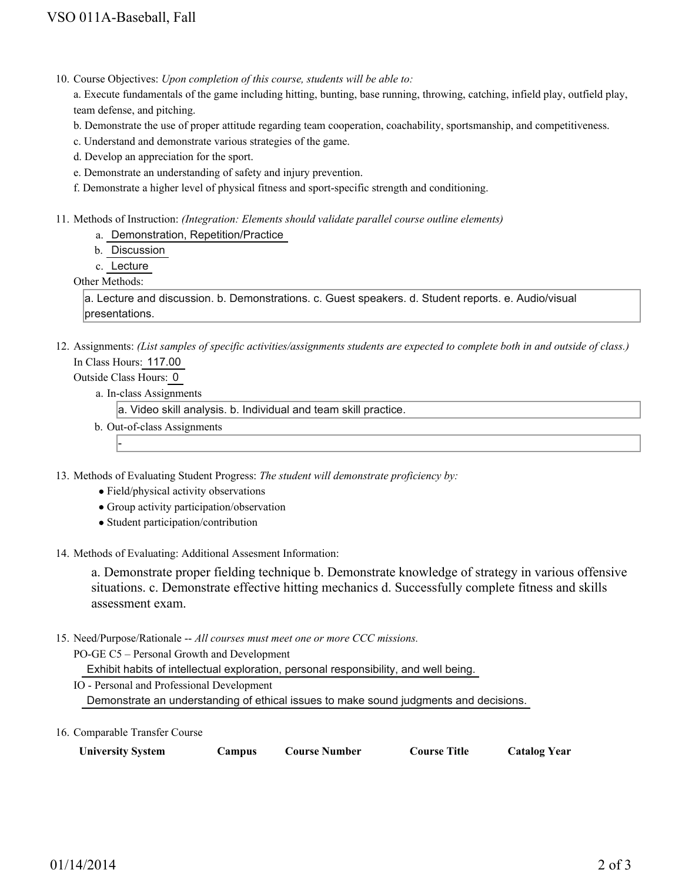10. Course Objectives: *Upon completion of this course, students will be able to:*

    a. Execute fundamentals of the game including hitting, bunting, base running, throwing, catching, infield play, outfield play, team defense, and pitching.

    b. Demonstrate the use of proper attitude regarding team cooperation, coachability, sportsmanship, and competitiveness.

    c. Understand and demonstrate various strategies of the game.

    d. Develop an appreciation for the sport.

    e. Demonstrate an understanding of safety and injury prevention.

    f. Demonstrate a higher level of physical fitness and sport-specific strength and conditioning.

11. Methods of Instruction: *(Integration: Elements should validate parallel course outline elements)*

    a. Demonstration, Repetition/Practice
    b. Discussion
    c. Lecture

    Other Methods:

    a. Lecture and discussion. b. Demonstrations. c. Guest speakers. d. Student reports. e. Audio/visual presentations.

12. Assignments: *(List samples of specific activities/assignments students are expected to complete both in and outside of class.)*

    In Class Hours: 117.00

    Outside Class Hours: 0

    a. In-class Assignments

       a. Video skill analysis. b. Individual and team skill practice.

    b. Out-of-class Assignments

       -

13. Methods of Evaluating Student Progress: *The student will demonstrate proficiency by:*

    - Field/physical activity observations
    - Group activity participation/observation
    - Student participation/contribution

14. Methods of Evaluating: Additional Assesment Information:

    a. Demonstrate proper fielding technique b. Demonstrate knowledge of strategy in various offensive situations. c. Demonstrate effective hitting mechanics d. Successfully complete fitness and skills assessment exam.

15. Need/Purpose/Rationale -- *All courses must meet one or more CCC missions.*

    PO-GE C5 – Personal Growth and Development

    Exhibit habits of intellectual exploration, personal responsibility, and well being.

    IO - Personal and Professional Development

    Demonstrate an understanding of ethical issues to make sound judgments and decisions.

16. Comparable Transfer Course

| University System | Campus | Course Number | Course Title | Catalog Year |
|---|---|---|---|---|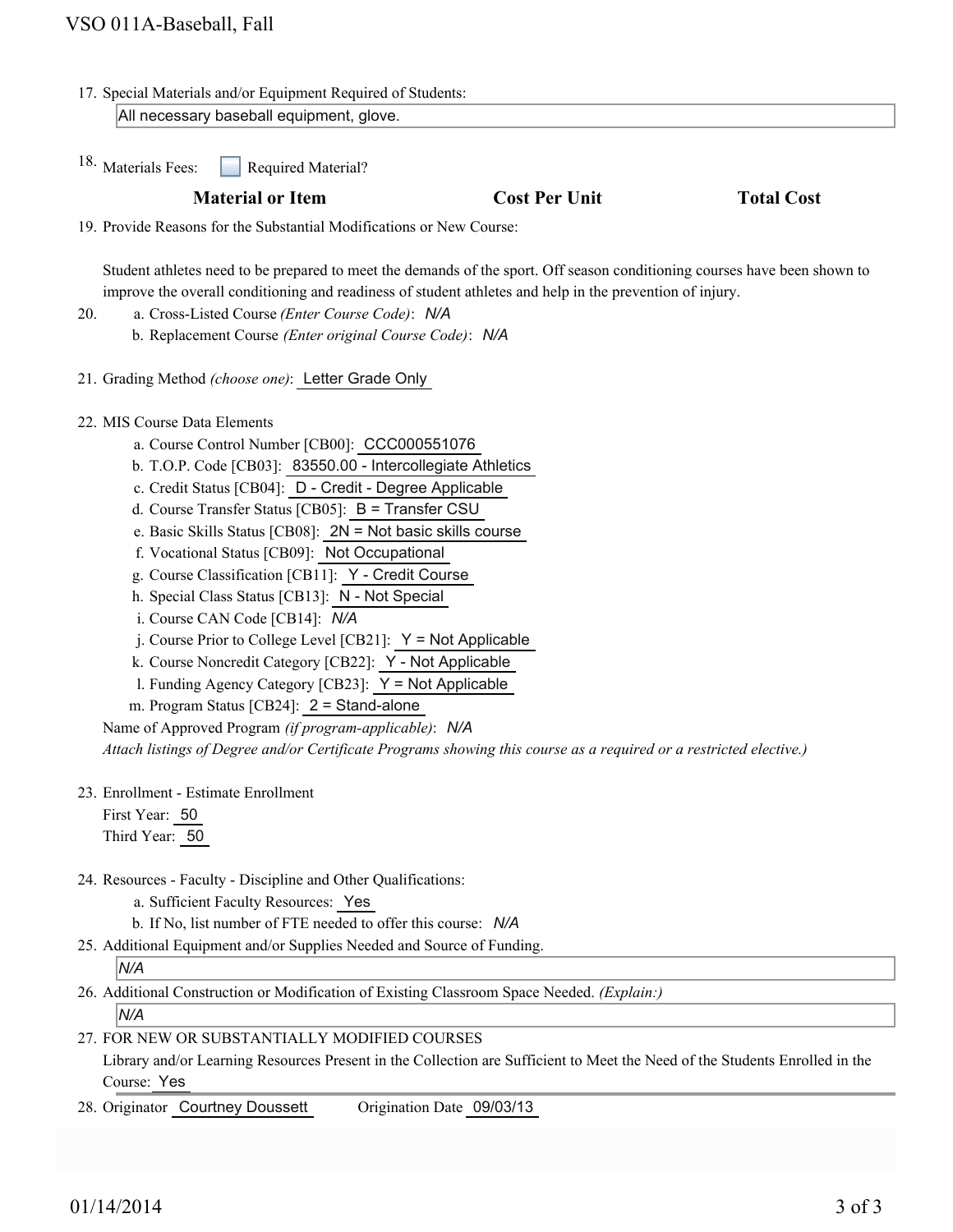17. Special Materials and/or Equipment Required of Students:

    All necessary baseball equipment, glove.

18. Materials Fees: ☐ Required Material?

| Material or Item | Cost Per Unit | Total Cost |
| --- | --- | --- |

19. Provide Reasons for the Substantial Modifications or New Course:

    Student athletes need to be prepared to meet the demands of the sport. Off season conditioning courses have been shown to improve the overall conditioning and readiness of student athletes and help in the prevention of injury.

20. a. Cross-Listed Course *(Enter Course Code)*: *N/A*

    b. Replacement Course *(Enter original Course Code)*: *N/A*

21. Grading Method *(choose one)*: Letter Grade Only

22. MIS Course Data Elements

    a. Course Control Number [CB00]: CCC000551076
    b. T.O.P. Code [CB03]: 83550.00 - Intercollegiate Athletics
    c. Credit Status [CB04]: D - Credit - Degree Applicable
    d. Course Transfer Status [CB05]: B = Transfer CSU
    e. Basic Skills Status [CB08]: 2N = Not basic skills course
    f. Vocational Status [CB09]: Not Occupational
    g. Course Classification [CB11]: Y - Credit Course
    h. Special Class Status [CB13]: N - Not Special
    i. Course CAN Code [CB14]: *N/A*
    j. Course Prior to College Level [CB21]: Y = Not Applicable
    k. Course Noncredit Category [CB22]: Y - Not Applicable
    l. Funding Agency Category [CB23]: Y = Not Applicable
    m. Program Status [CB24]: 2 = Stand-alone

    Name of Approved Program *(if program-applicable)*: *N/A*

    *Attach listings of Degree and/or Certificate Programs showing this course as a required or a restricted elective.)*

23. Enrollment - Estimate Enrollment

    First Year: 50

    Third Year: 50

24. Resources - Faculty - Discipline and Other Qualifications:

    a. Sufficient Faculty Resources: Yes
    b. If No, list number of FTE needed to offer this course: *N/A*

25. Additional Equipment and/or Supplies Needed and Source of Funding.

    *N/A*

26. Additional Construction or Modification of Existing Classroom Space Needed. *(Explain:)*

    *N/A*

27. FOR NEW OR SUBSTANTIALLY MODIFIED COURSES

    Library and/or Learning Resources Present in the Collection are Sufficient to Meet the Need of the Students Enrolled in the Course: Yes

28. Originator Courtney Doussett    Origination Date 09/03/13